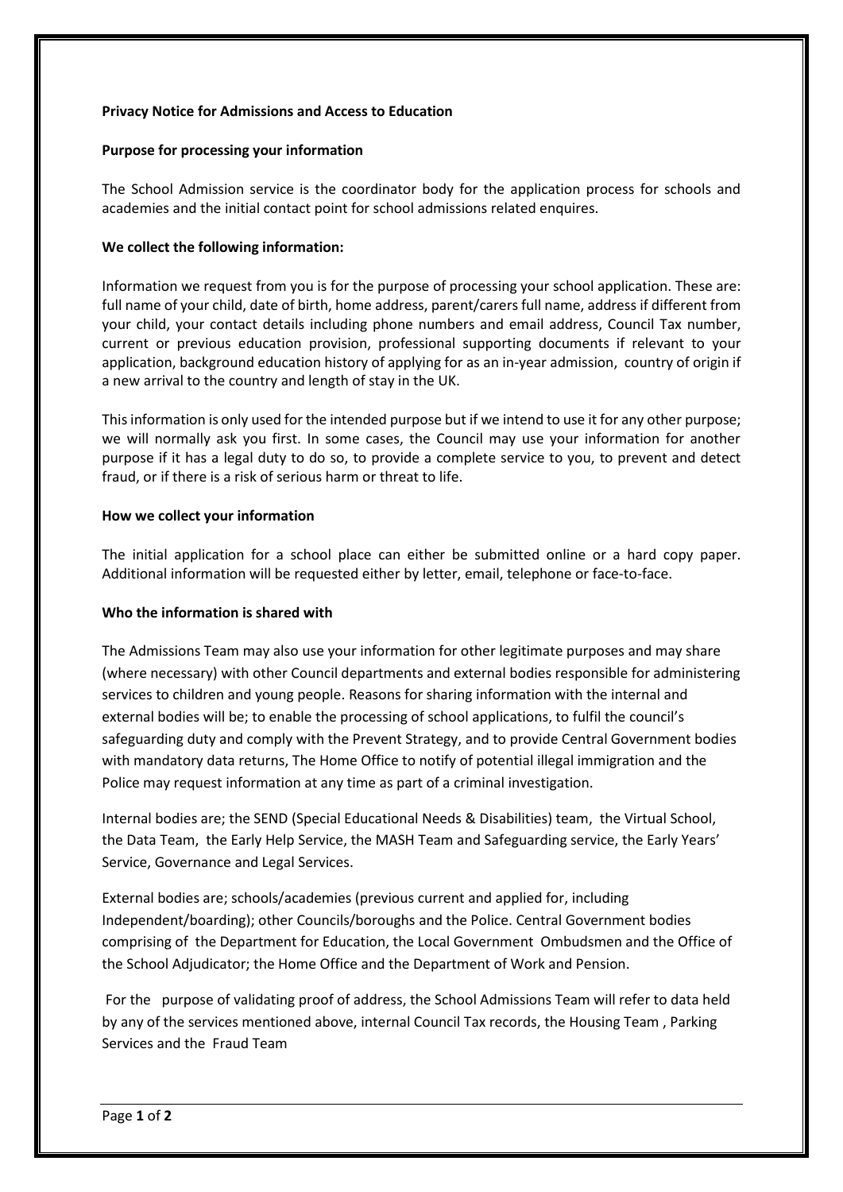**Privacy Notice for Admissions and Access to Education**

**Purpose for processing your information**

The School Admission service is the coordinator body for the application process for schools and academies and the initial contact point for school admissions related enquires.

**We collect the following information:**

Information we request from you is for the purpose of processing your school application. These are: full name of your child, date of birth, home address, parent/carers full name, address if different from your child, your contact details including phone numbers and email address, Council Tax number, current or previous education provision, professional supporting documents if relevant to your application, background education history of applying for as an in-year admission, country of origin if a new arrival to the country and length of stay in the UK.

This information is only used for the intended purpose but if we intend to use it for any other purpose; we will normally ask you first. In some cases, the Council may use your information for another purpose if it has a legal duty to do so, to provide a complete service to you, to prevent and detect fraud, or if there is a risk of serious harm or threat to life.

**How we collect your information**

The initial application for a school place can either be submitted online or a hard copy paper. Additional information will be requested either by letter, email, telephone or face-to-face.

**Who the information is shared with**

The Admissions Team may also use your information for other legitimate purposes and may share (where necessary) with other Council departments and external bodies responsible for administering services to children and young people. Reasons for sharing information with the internal and external bodies will be; to enable the processing of school applications, to fulfil the council's safeguarding duty and comply with the Prevent Strategy, and to provide Central Government bodies with mandatory data returns, The Home Office to notify of potential illegal immigration and the Police may request information at any time as part of a criminal investigation.

Internal bodies are; the SEND (Special Educational Needs & Disabilities) team, the Virtual School, the Data Team, the Early Help Service, the MASH Team and Safeguarding service, the Early Years' Service, Governance and Legal Services.

External bodies are; schools/academies (previous current and applied for, including Independent/boarding); other Councils/boroughs and the Police. Central Government bodies comprising of the Department for Education, the Local Government Ombudsmen and the Office of the School Adjudicator; the Home Office and the Department of Work and Pension.

For the purpose of validating proof of address, the School Admissions Team will refer to data held by any of the services mentioned above, internal Council Tax records, the Housing Team , Parking Services and the Fraud Team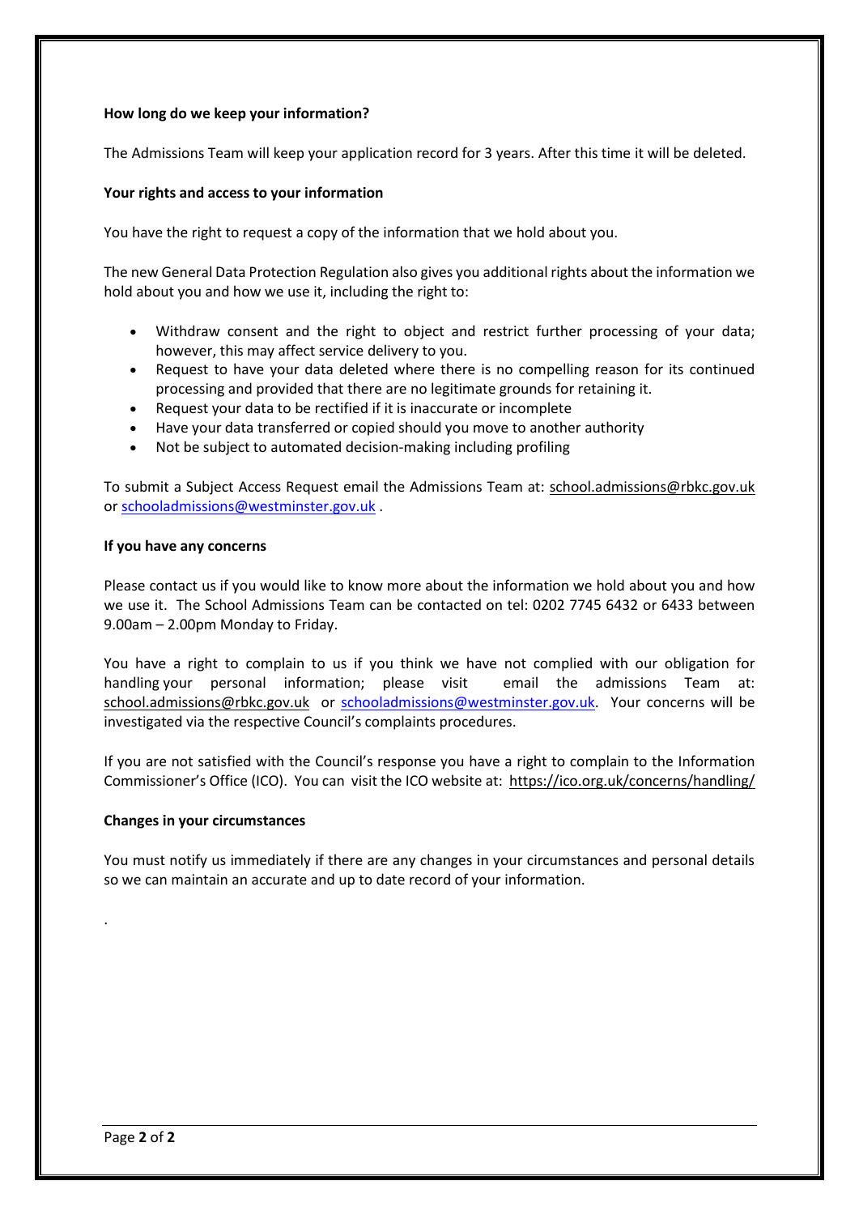**How long do we keep your information?**

The Admissions Team will keep your application record for 3 years. After this time it will be deleted.

**Your rights and access to your information**

You have the right to request a copy of the information that we hold about you.

The new General Data Protection Regulation also gives you additional rights about the information we hold about you and how we use it, including the right to:

- Withdraw consent and the right to object and restrict further processing of your data; however, this may affect service delivery to you.
- Request to have your data deleted where there is no compelling reason for its continued processing and provided that there are no legitimate grounds for retaining it.
- Request your data to be rectified if it is inaccurate or incomplete
- Have your data transferred or copied should you move to another authority
- Not be subject to automated decision-making including profiling

To submit a Subject Access Request email the Admissions Team at: school.admissions@rbkc.gov.uk or schooladmissions@westminster.gov.uk .

**If you have any concerns**

Please contact us if you would like to know more about the information we hold about you and how we use it. The School Admissions Team can be contacted on tel: 0202 7745 6432 or 6433 between 9.00am – 2.00pm Monday to Friday.

You have a right to complain to us if you think we have not complied with our obligation for handling your personal information; please visit email the admissions Team at: school.admissions@rbkc.gov.uk or schooladmissions@westminster.gov.uk. Your concerns will be investigated via the respective Council's complaints procedures.

If you are not satisfied with the Council's response you have a right to complain to the Information Commissioner's Office (ICO). You can visit the ICO website at: https://ico.org.uk/concerns/handling/

**Changes in your circumstances**

You must notify us immediately if there are any changes in your circumstances and personal details so we can maintain an accurate and up to date record of your information.

.